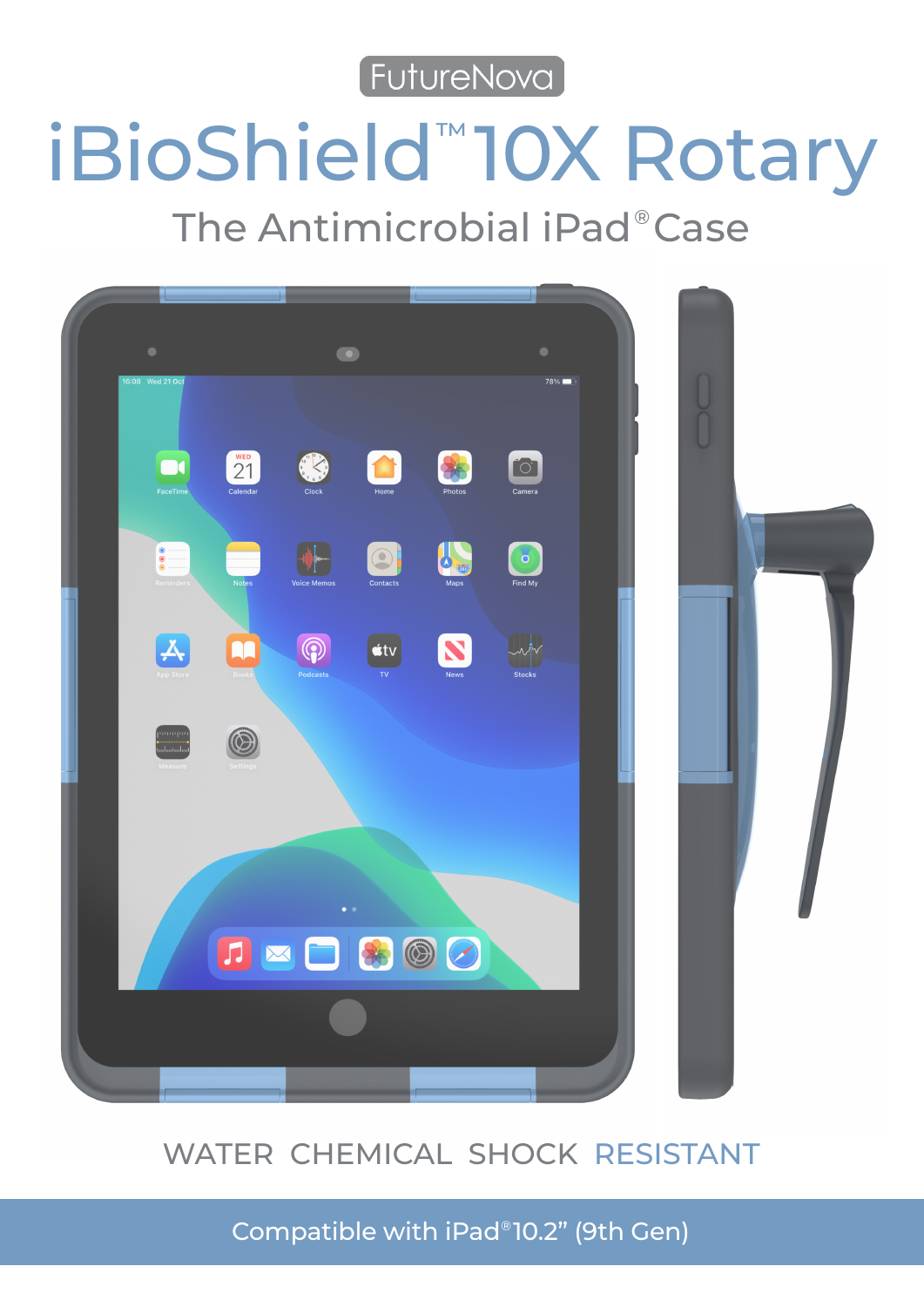FutureNova

# iBioShield™ 10X Rotary

## The Antimicrobial iPad® Case

WATER CHEMICAL SHOCK RESISTANT

Compatible with iPad® 10.2" (9th Gen)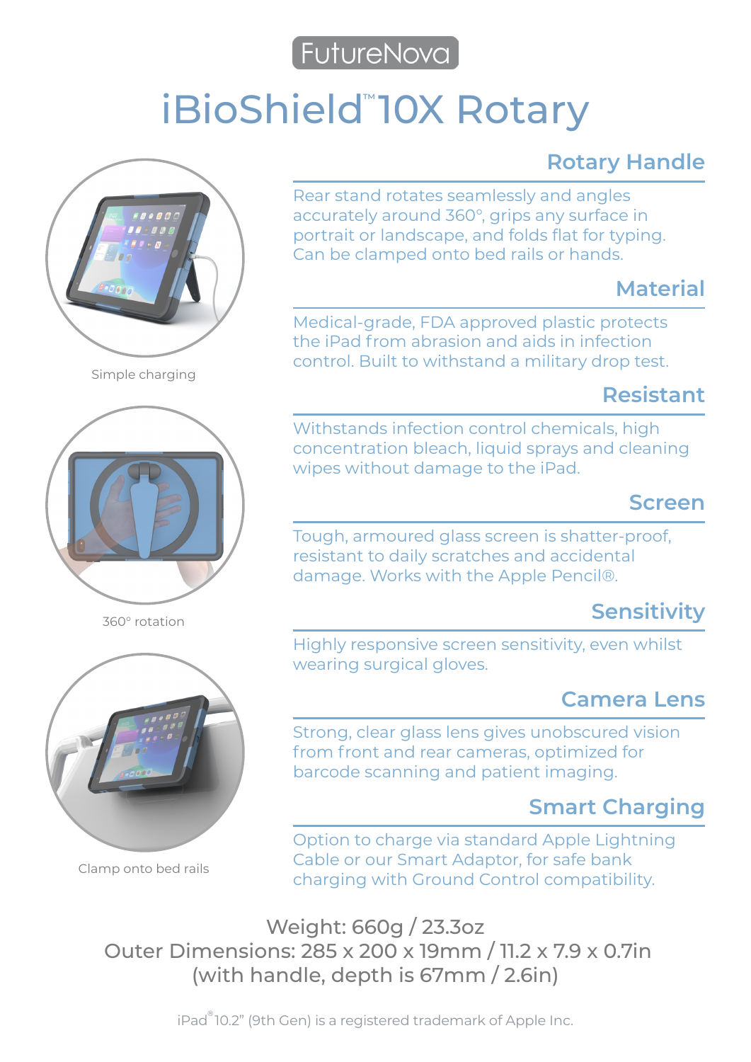FutureNova

# iBioShield™ 10X Rotary

Simple charging

360° rotation

Clamp onto bed rails

## Rotary Handle

Rear stand rotates seamlessly and angles accurately around 360°, grips any surface in portrait or landscape, and folds flat for typing. Can be clamped onto bed rails or hands.

## Material

Medical-grade, FDA approved plastic protects the iPad from abrasion and aids in infection control. Built to withstand a military drop test.

## Resistant

Withstands infection control chemicals, high concentration bleach, liquid sprays and cleaning wipes without damage to the iPad.

## Screen

Tough, armoured glass screen is shatter-proof, resistant to daily scratches and accidental damage. Works with the Apple Pencil®.

## Sensitivity

Highly responsive screen sensitivity, even whilst wearing surgical gloves.

## Camera Lens

Strong, clear glass lens gives unobscured vision from front and rear cameras, optimized for barcode scanning and patient imaging.

## Smart Charging

Option to charge via standard Apple Lightning Cable or our Smart Adaptor, for safe bank charging with Ground Control compatibility.

Weight: 660g / 23.3oz
Outer Dimensions: 285 x 200 x 19mm / 11.2 x 7.9 x 0.7in
(with handle, depth is 67mm / 2.6in)

iPad® 10.2" (9th Gen) is a registered trademark of Apple Inc.